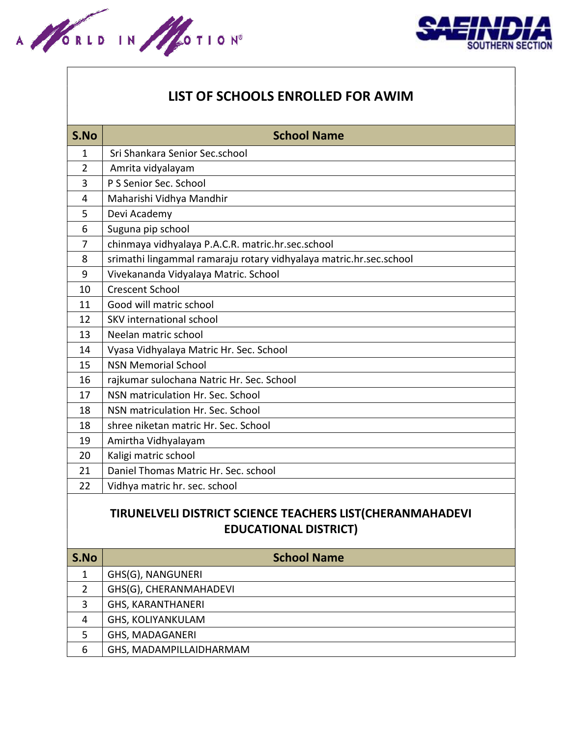## LIST OF SCHOOLS ENROLLED FOR AWIM

| S.No | School Name |
|---|---|
| 1 | Sri Shankara Senior Sec.school |
| 2 | Amrita vidyalayam |
| 3 | P S Senior Sec. School |
| 4 | Maharishi Vidhya Mandhir |
| 5 | Devi Academy |
| 6 | Suguna pip school |
| 7 | chinmaya vidhyalaya P.A.C.R. matric.hr.sec.school |
| 8 | srimathi lingammal ramaraju rotary vidhyalaya matric.hr.sec.school |
| 9 | Vivekananda Vidyalaya Matric. School |
| 10 | Crescent School |
| 11 | Good will matric school |
| 12 | SKV international school |
| 13 | Neelan matric school |
| 14 | Vyasa Vidhyalaya Matric Hr. Sec. School |
| 15 | NSN Memorial School |
| 16 | rajkumar sulochana Natric Hr. Sec. School |
| 17 | NSN matriculation Hr. Sec. School |
| 18 | NSN matriculation Hr. Sec. School |
| 18 | shree niketan matric Hr. Sec. School |
| 19 | Amirtha Vidhyalayam |
| 20 | Kaligi matric school |
| 21 | Daniel Thomas Matric Hr. Sec. school |
| 22 | Vidhya matric hr. sec. school |

## TIRUNELVELI DISTRICT SCIENCE TEACHERS LIST(CHERANMAHADEVI EDUCATIONAL DISTRICT)

| S.No | School Name |
|---|---|
| 1 | GHS(G), NANGUNERI |
| 2 | GHS(G), CHERANMAHADEVI |
| 3 | GHS, KARANTHANERI |
| 4 | GHS, KOLIYANKULAM |
| 5 | GHS, MADAGANERI |
| 6 | GHS, MADAMPILLAIDHARMAM |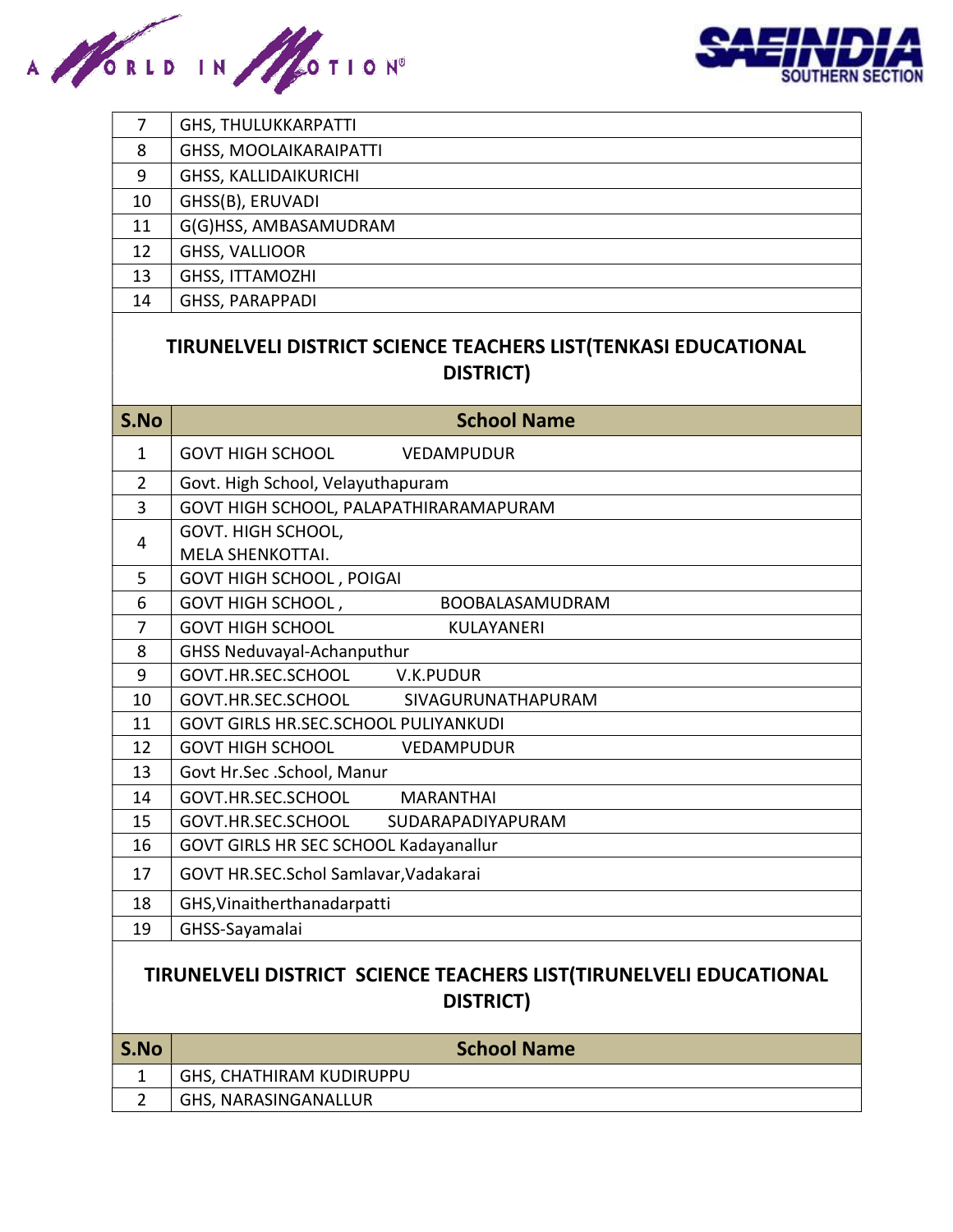| | |
|---|---|
| 7 | GHS, THULUKKARPATTI |
| 8 | GHSS, MOOLAIKARAIPATTI |
| 9 | GHSS, KALLIDAIKURICHI |
| 10 | GHSS(B), ERUVADI |
| 11 | G(G)HSS, AMBASAMUDRAM |
| 12 | GHSS, VALLIOOR |
| 13 | GHSS, ITTAMOZHI |
| 14 | GHSS, PARAPPADI |

## TIRUNELVELI DISTRICT SCIENCE TEACHERS LIST(TENKASI EDUCATIONAL DISTRICT)

| S.No | School Name |
|---|---|
| 1 | GOVT HIGH SCHOOL VEDAMPUDUR |
| 2 | Govt. High School, Velayuthapuram |
| 3 | GOVT HIGH SCHOOL, PALAPATHIRARAMAPURAM |
| 4 | GOVT. HIGH SCHOOL, MELA SHENKOTTAI. |
| 5 | GOVT HIGH SCHOOL , POIGAI |
| 6 | GOVT HIGH SCHOOL , BOOBALASAMUDRAM |
| 7 | GOVT HIGH SCHOOL KULAYANERI |
| 8 | GHSS Neduvayal-Achanputhur |
| 9 | GOVT.HR.SEC.SCHOOL V.K.PUDUR |
| 10 | GOVT.HR.SEC.SCHOOL SIVAGURUNATHAPURAM |
| 11 | GOVT GIRLS HR.SEC.SCHOOL PULIYANKUDI |
| 12 | GOVT HIGH SCHOOL VEDAMPUDUR |
| 13 | Govt Hr.Sec .School, Manur |
| 14 | GOVT.HR.SEC.SCHOOL MARANTHAI |
| 15 | GOVT.HR.SEC.SCHOOL SUDARAPADIYAPURAM |
| 16 | GOVT GIRLS HR SEC SCHOOL Kadayanallur |
| 17 | GOVT HR.SEC.Schol Samlavar,Vadakarai |
| 18 | GHS,Vinaitherthanadarpatti |
| 19 | GHSS-Sayamalai |

## TIRUNELVELI DISTRICT SCIENCE TEACHERS LIST(TIRUNELVELI EDUCATIONAL DISTRICT)

| S.No | School Name |
|---|---|
| 1 | GHS, CHATHIRAM KUDIRUPPU |
| 2 | GHS, NARASINGANALLUR |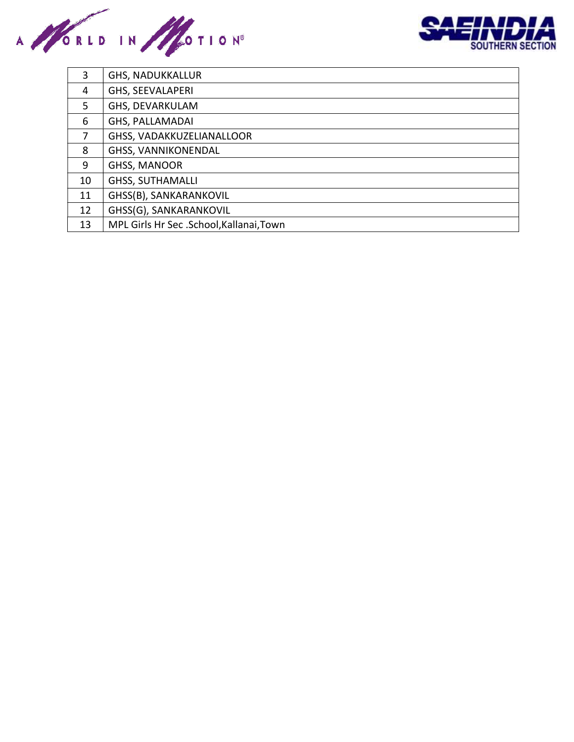| | |
|---|---|
| 3 | GHS, NADUKKALLUR |
| 4 | GHS, SEEVALAPERI |
| 5 | GHS, DEVARKULAM |
| 6 | GHS, PALLAMADAI |
| 7 | GHSS, VADAKKUZELIANALLOOR |
| 8 | GHSS, VANNIKONENDAL |
| 9 | GHSS, MANOOR |
| 10 | GHSS, SUTHAMALLI |
| 11 | GHSS(B), SANKARANKOVIL |
| 12 | GHSS(G), SANKARANKOVIL |
| 13 | MPL Girls Hr Sec .School,Kallanai,Town |